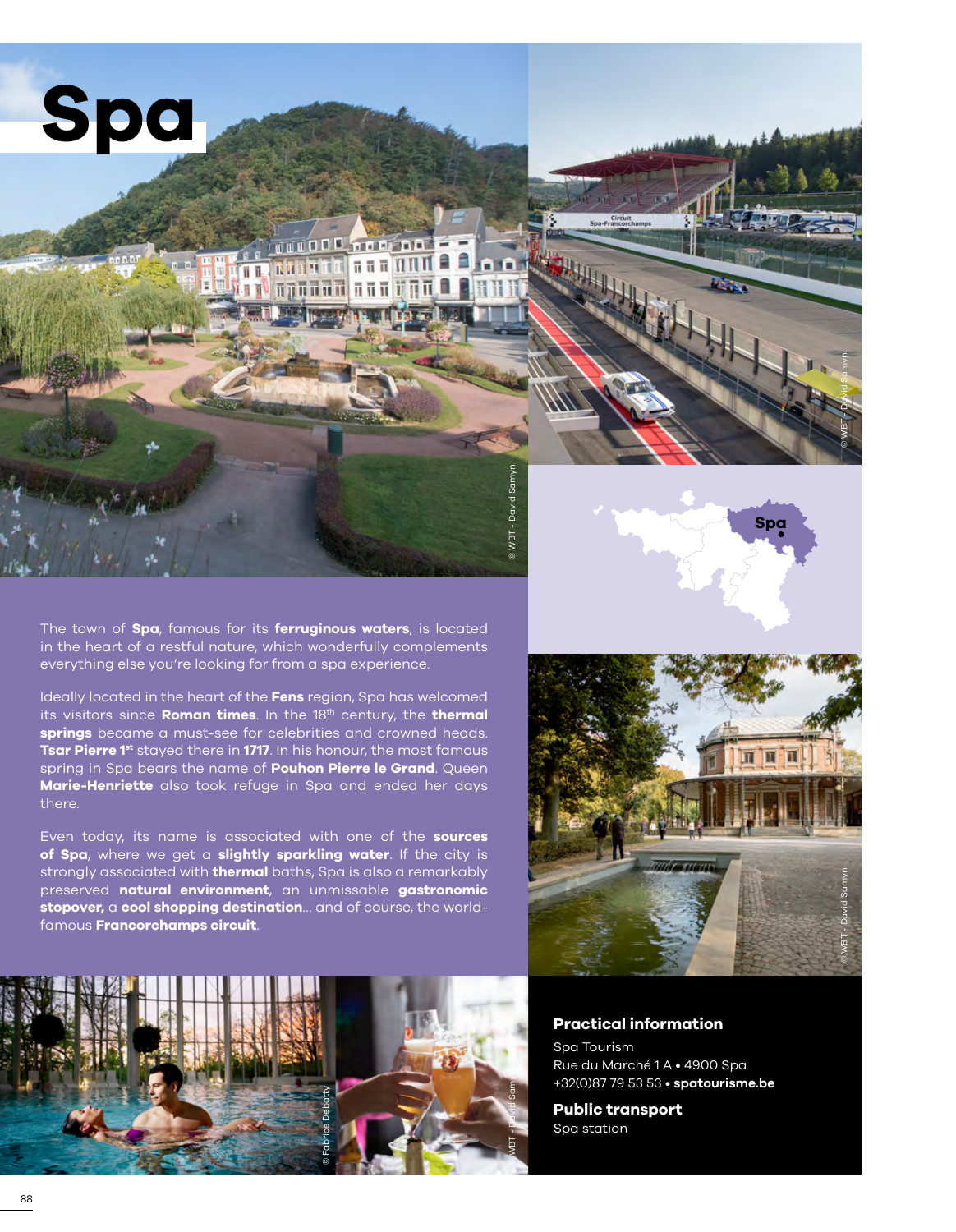# Spa

The town of **Spa**, famous for its **ferruginous waters**, is located in the heart of a restful nature, which wonderfully complements everything else you're looking for from a spa experience.

Ideally located in the heart of the **Fens** region, Spa has welcomed its visitors since **Roman times**. In the 18th century, the **thermal springs** became a must-see for celebrities and crowned heads. **Tsar Pierre 1st** stayed there in **1717**. In his honour, the most famous spring in Spa bears the name of **Pouhon Pierre le Grand**. Queen **Marie-Henriette** also took refuge in Spa and ended her days there.

Even today, its name is associated with one of the **sources of Spa**, where we get a **slightly sparkling water**. If the city is strongly associated with **thermal** baths, Spa is also a remarkably preserved **natural environment**, an unmissable **gastronomic stopover,** a **cool shopping destination**... and of course, the world-famous **Francorchamps circuit**.

## Practical information

Spa Tourism
Rue du Marché 1 A • 4900 Spa
+32(0)87 79 53 53 • **spatourisme.be**

## Public transport

Spa station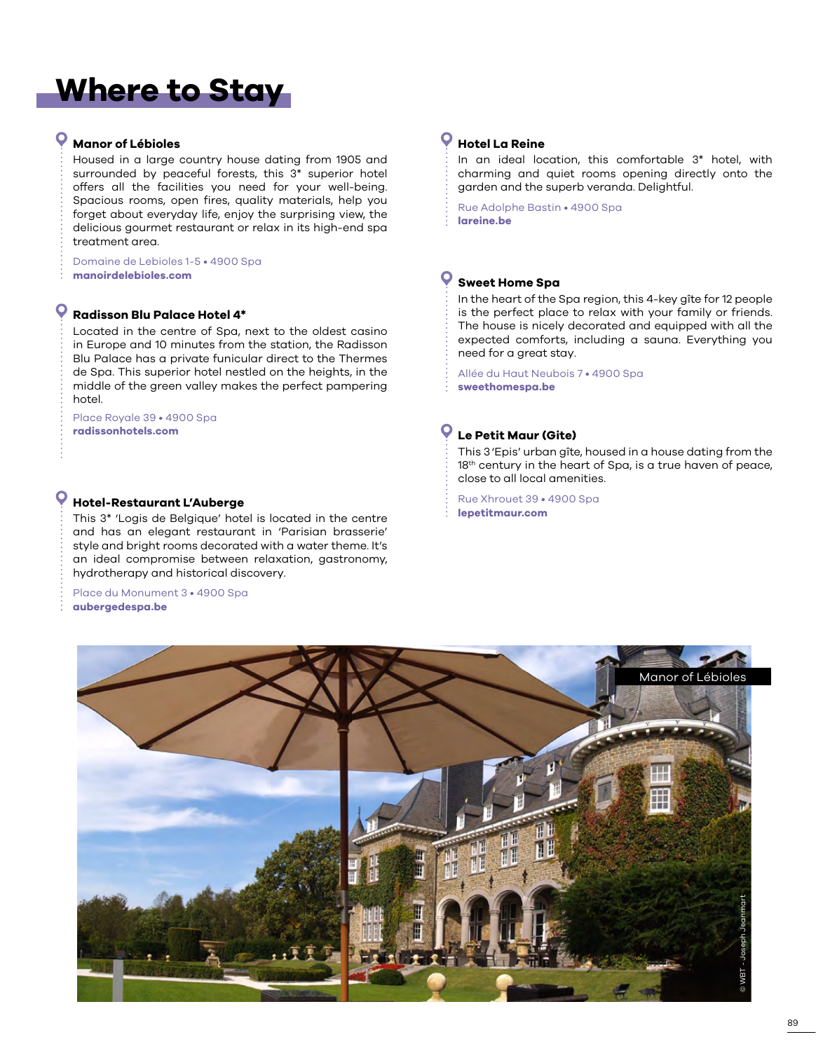# Where to Stay

### Manor of Lébioles

Housed in a large country house dating from 1905 and surrounded by peaceful forests, this 3* superior hotel offers all the facilities you need for your well-being. Spacious rooms, open fires, quality materials, help you forget about everyday life, enjoy the surprising view, the delicious gourmet restaurant or relax in its high-end spa treatment area.

Domaine de Lebioles 1-5 • 4900 Spa
**manoirdelebioles.com**

### Radisson Blu Palace Hotel 4*

Located in the centre of Spa, next to the oldest casino in Europe and 10 minutes from the station, the Radisson Blu Palace has a private funicular direct to the Thermes de Spa. This superior hotel nestled on the heights, in the middle of the green valley makes the perfect pampering hotel.

Place Royale 39 • 4900 Spa
**radissonhotels.com**

### Hotel-Restaurant L'Auberge

This 3* 'Logis de Belgique' hotel is located in the centre and has an elegant restaurant in 'Parisian brasserie' style and bright rooms decorated with a water theme. It's an ideal compromise between relaxation, gastronomy, hydrotherapy and historical discovery.

Place du Monument 3 • 4900 Spa
**aubergedespa.be**

### Hotel La Reine

In an ideal location, this comfortable 3* hotel, with charming and quiet rooms opening directly onto the garden and the superb veranda. Delightful.

Rue Adolphe Bastin • 4900 Spa
**lareine.be**

### Sweet Home Spa

In the heart of the Spa region, this 4-key gîte for 12 people is the perfect place to relax with your family or friends. The house is nicely decorated and equipped with all the expected comforts, including a sauna. Everything you need for a great stay.

Allée du Haut Neubois 7 • 4900 Spa
**sweethomespa.be**

### Le Petit Maur (Gite)

This 3 'Epis' urban gîte, housed in a house dating from the 18th century in the heart of Spa, is a true haven of peace, close to all local amenities.

Rue Xhrouet 39 • 4900 Spa
**lepetitmaur.com**

Manor of Lébioles

© WBT - Joseph Jeanmart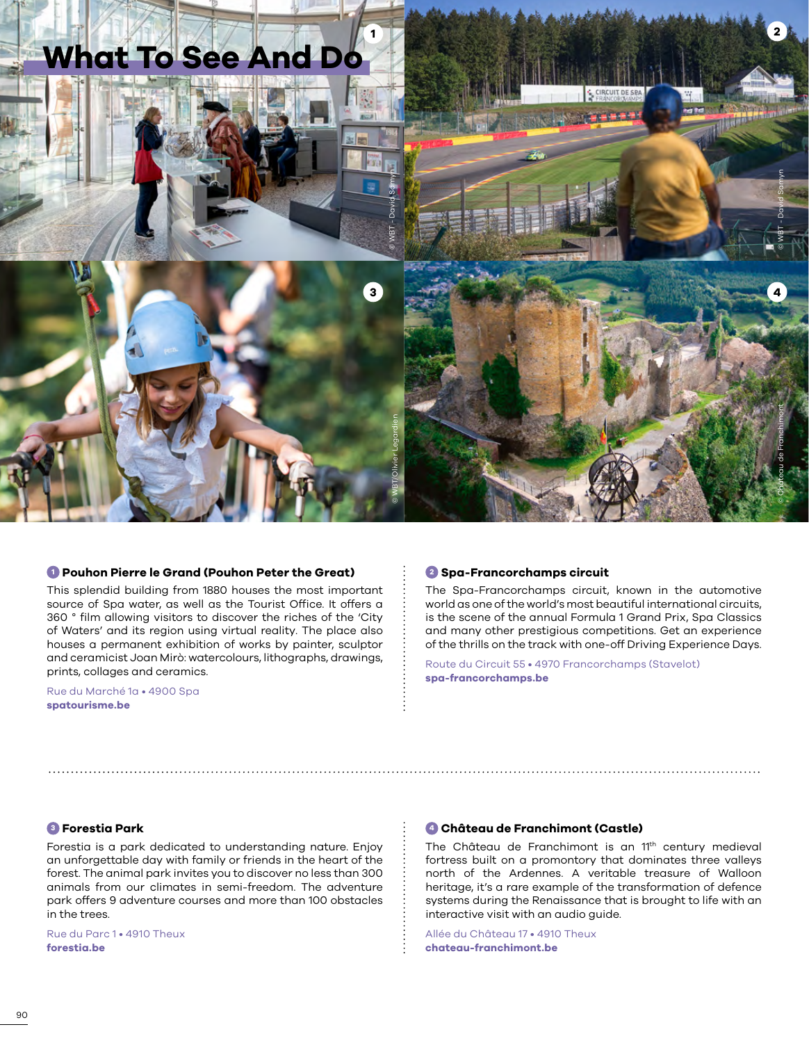# What To See And Do

### 1 Pouhon Pierre le Grand (Pouhon Peter the Great)

This splendid building from 1880 houses the most important source of Spa water, as well as the Tourist Office. It offers a 360 ° film allowing visitors to discover the riches of the 'City of Waters' and its region using virtual reality. The place also houses a permanent exhibition of works by painter, sculptor and ceramicist Joan Mirò: watercolours, lithographs, drawings, prints, collages and ceramics.

Rue du Marché 1a • 4900 Spa
**spatourisme.be**

### 2 Spa-Francorchamps circuit

The Spa-Francorchamps circuit, known in the automotive world as one of the world's most beautiful international circuits, is the scene of the annual Formula 1 Grand Prix, Spa Classics and many other prestigious competitions. Get an experience of the thrills on the track with one-off Driving Experience Days.

Route du Circuit 55 • 4970 Francorchamps (Stavelot)
**spa-francorchamps.be**

### 3 Forestia Park

Forestia is a park dedicated to understanding nature. Enjoy an unforgettable day with family or friends in the heart of the forest. The animal park invites you to discover no less than 300 animals from our climates in semi-freedom. The adventure park offers 9 adventure courses and more than 100 obstacles in the trees.

Rue du Parc 1 • 4910 Theux
**forestia.be**

### 4 Château de Franchimont (Castle)

The Château de Franchimont is an 11th century medieval fortress built on a promontory that dominates three valleys north of the Ardennes. A veritable treasure of Walloon heritage, it's a rare example of the transformation of defence systems during the Renaissance that is brought to life with an interactive visit with an audio guide.

Allée du Château 17 • 4910 Theux
**chateau-franchimont.be**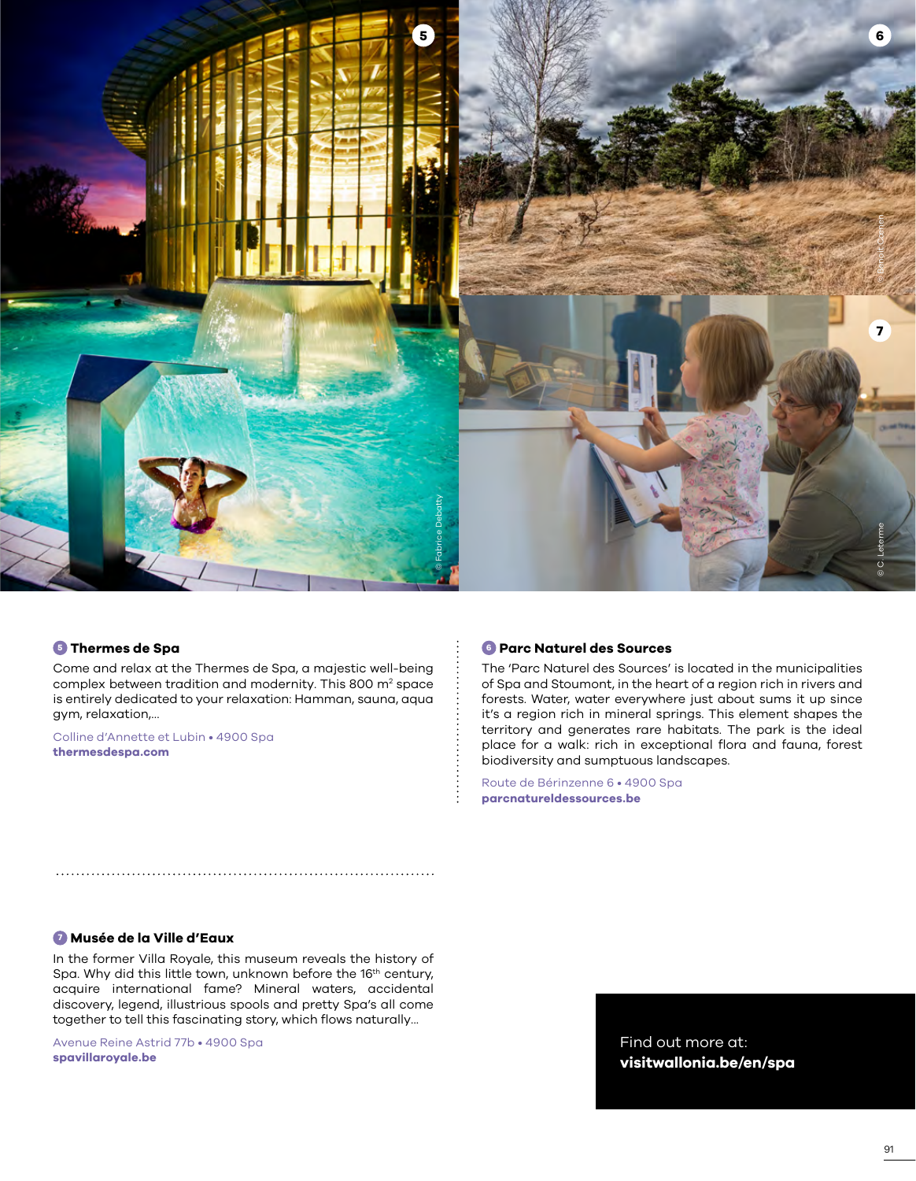### 5 Thermes de Spa

Come and relax at the Thermes de Spa, a majestic well-being complex between tradition and modernity. This 800 m² space is entirely dedicated to your relaxation: Hamman, sauna, aqua gym, relaxation,...

Colline d'Annette et Lubin • 4900 Spa
**thermesdespa.com**

### 6 Parc Naturel des Sources

The 'Parc Naturel des Sources' is located in the municipalities of Spa and Stoumont, in the heart of a region rich in rivers and forests. Water, water everywhere just about sums it up since it's a region rich in mineral springs. This element shapes the territory and generates rare habitats. The park is the ideal place for a walk: rich in exceptional flora and fauna, forest biodiversity and sumptuous landscapes.

Route de Bérinzenne 6 • 4900 Spa
**parcnatureldessources.be**

### 7 Musée de la Ville d'Eaux

In the former Villa Royale, this museum reveals the history of Spa. Why did this little town, unknown before the 16th century, acquire international fame? Mineral waters, accidental discovery, legend, illustrious spools and pretty Spa's all come together to tell this fascinating story, which flows naturally...

Avenue Reine Astrid 77b • 4900 Spa
**spavillaroyale.be**

Find out more at:
**visitwallonia.be/en/spa**